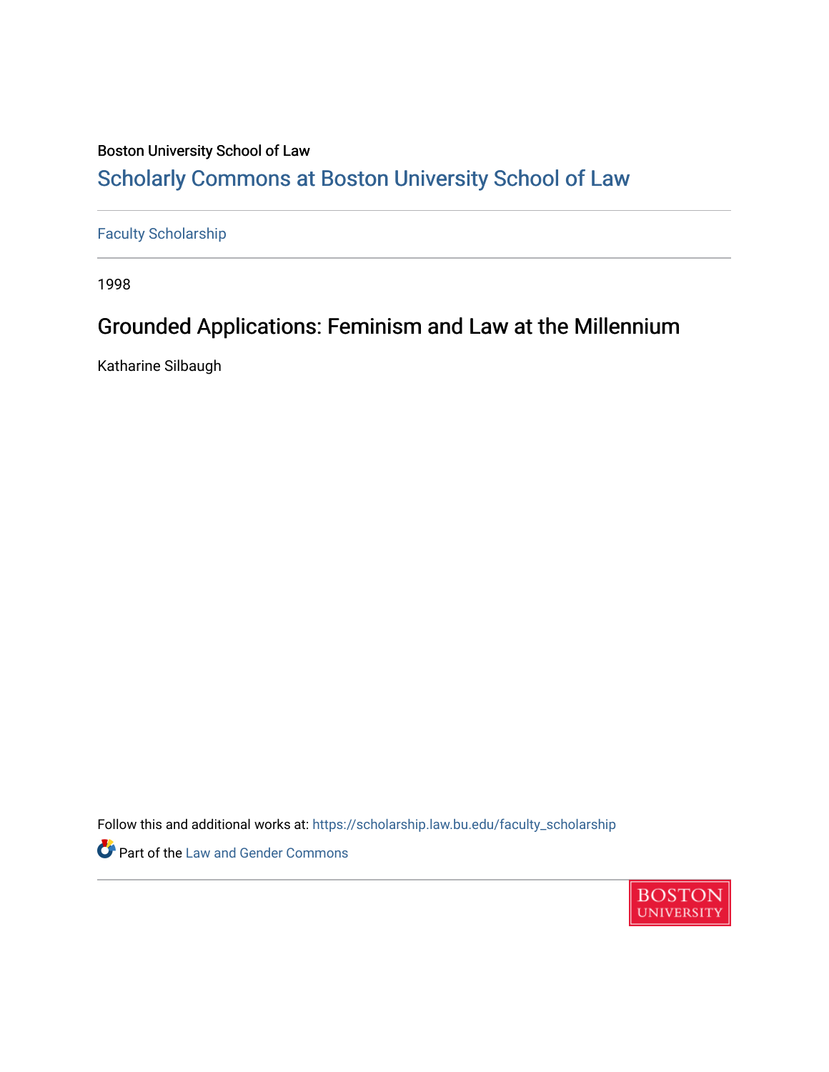Boston University School of Law

# Scholarly Commons at Boston University School of Law

Faculty Scholarship

1998

## Grounded Applications: Feminism and Law at the Millennium

Katharine Silbaugh

Follow this and additional works at: https://scholarship.law.bu.edu/faculty_scholarship

Part of the Law and Gender Commons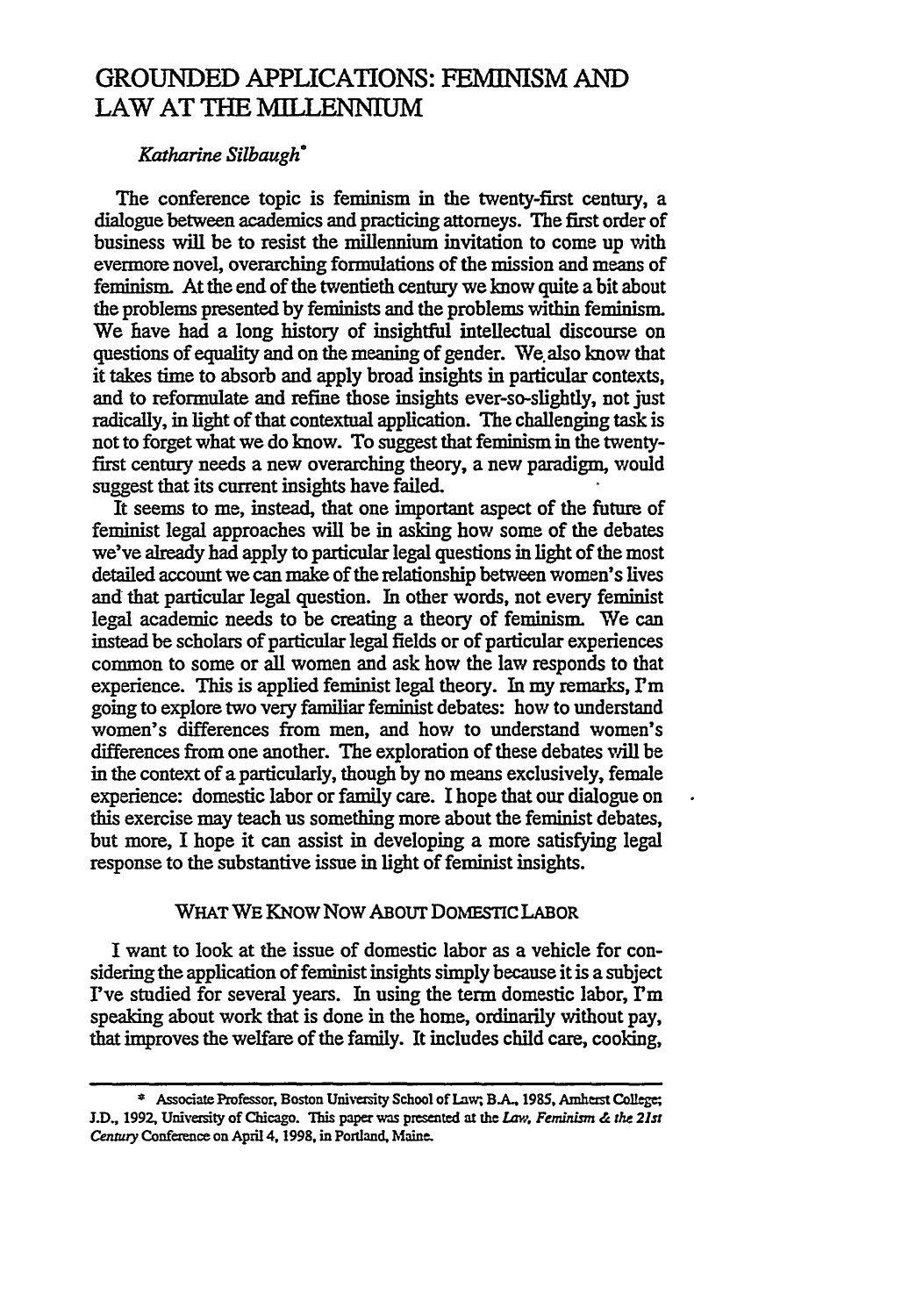# GROUNDED APPLICATIONS: FEMINISM AND LAW AT THE MILLENNIUM

*Katharine Silbaugh**

The conference topic is feminism in the twenty-first century, a dialogue between academics and practicing attorneys. The first order of business will be to resist the millennium invitation to come up with evermore novel, overarching formulations of the mission and means of feminism. At the end of the twentieth century we know quite a bit about the problems presented by feminists and the problems within feminism. We have had a long history of insightful intellectual discourse on questions of equality and on the meaning of gender. We also know that it takes time to absorb and apply broad insights in particular contexts, and to reformulate and refine those insights ever-so-slightly, not just radically, in light of that contextual application. The challenging task is not to forget what we do know. To suggest that feminism in the twenty-first century needs a new overarching theory, a new paradigm, would suggest that its current insights have failed.

It seems to me, instead, that one important aspect of the future of feminist legal approaches will be in asking how some of the debates we've already had apply to particular legal questions in light of the most detailed account we can make of the relationship between women's lives and that particular legal question. In other words, not every feminist legal academic needs to be creating a theory of feminism. We can instead be scholars of particular legal fields or of particular experiences common to some or all women and ask how the law responds to that experience. This is applied feminist legal theory. In my remarks, I'm going to explore two very familiar feminist debates: how to understand women's differences from men, and how to understand women's differences from one another. The exploration of these debates will be in the context of a particularly, though by no means exclusively, female experience: domestic labor or family care. I hope that our dialogue on this exercise may teach us something more about the feminist debates, but more, I hope it can assist in developing a more satisfying legal response to the substantive issue in light of feminist insights.

## WHAT WE KNOW NOW ABOUT DOMESTIC LABOR

I want to look at the issue of domestic labor as a vehicle for considering the application of feminist insights simply because it is a subject I've studied for several years. In using the term domestic labor, I'm speaking about work that is done in the home, ordinarily without pay, that improves the welfare of the family. It includes child care, cooking,

---

\* Associate Professor, Boston University School of Law; B.A., 1985, Amherst College; J.D., 1992, University of Chicago. This paper was presented at the *Law, Feminism & the 21st Century* Conference on April 4, 1998, in Portland, Maine.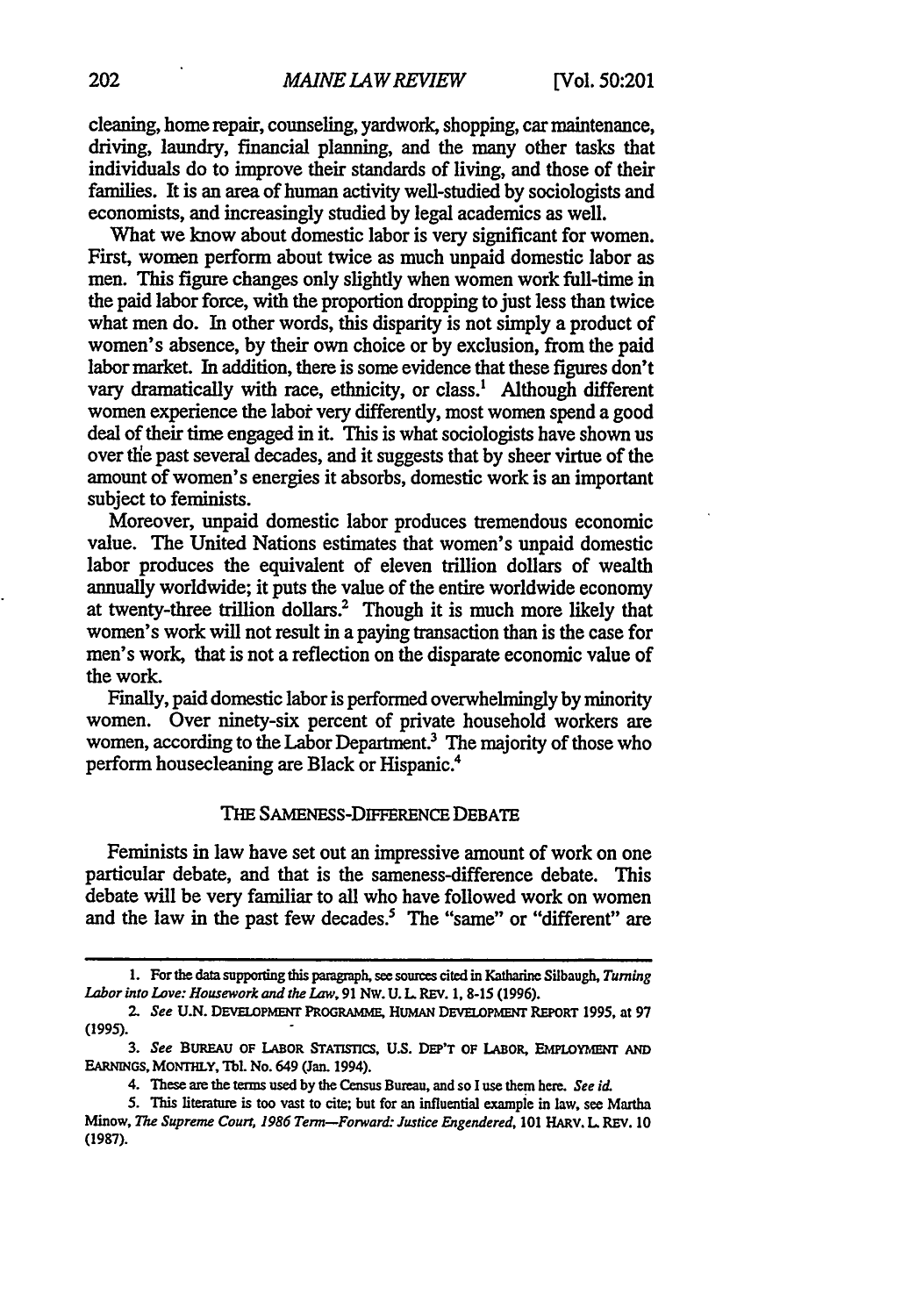cleaning, home repair, counseling, yardwork, shopping, car maintenance, driving, laundry, financial planning, and the many other tasks that individuals do to improve their standards of living, and those of their families. It is an area of human activity well-studied by sociologists and economists, and increasingly studied by legal academics as well.

What we know about domestic labor is very significant for women. First, women perform about twice as much unpaid domestic labor as men. This figure changes only slightly when women work full-time in the paid labor force, with the proportion dropping to just less than twice what men do. In other words, this disparity is not simply a product of women's absence, by their own choice or by exclusion, from the paid labor market. In addition, there is some evidence that these figures don't vary dramatically with race, ethnicity, or class.[1] Although different women experience the labor very differently, most women spend a good deal of their time engaged in it. This is what sociologists have shown us over the past several decades, and it suggests that by sheer virtue of the amount of women's energies it absorbs, domestic work is an important subject to feminists.

Moreover, unpaid domestic labor produces tremendous economic value. The United Nations estimates that women's unpaid domestic labor produces the equivalent of eleven trillion dollars of wealth annually worldwide; it puts the value of the entire worldwide economy at twenty-three trillion dollars.[2] Though it is much more likely that women's work will not result in a paying transaction than is the case for men's work, that is not a reflection on the disparate economic value of the work.

Finally, paid domestic labor is performed overwhelmingly by minority women. Over ninety-six percent of private household workers are women, according to the Labor Department.[3] The majority of those who perform housecleaning are Black or Hispanic.[4]

## THE SAMENESS-DIFFERENCE DEBATE

Feminists in law have set out an impressive amount of work on one particular debate, and that is the sameness-difference debate. This debate will be very familiar to all who have followed work on women and the law in the past few decades.[5] The "same" or "different" are

---

1. For the data supporting this paragraph, see sources cited in Katharine Silbaugh, *Turning Labor into Love: Housework and the Law*, 91 NW. U. L. REV. 1, 8-15 (1996).

2. *See* U.N. DEVELOPMENT PROGRAMME, HUMAN DEVELOPMENT REPORT 1995, at 97 (1995).

3. *See* BUREAU OF LABOR STATISTICS, U.S. DEP'T OF LABOR, EMPLOYMENT AND EARNINGS, MONTHLY, Tbl. No. 649 (Jan. 1994).

4. These are the terms used by the Census Bureau, and so I use them here. *See id.*

5. This literature is too vast to cite; but for an influential example in law, see Martha Minow, *The Supreme Court, 1986 Term—Forward: Justice Engendered*, 101 HARV. L. REV. 10 (1987).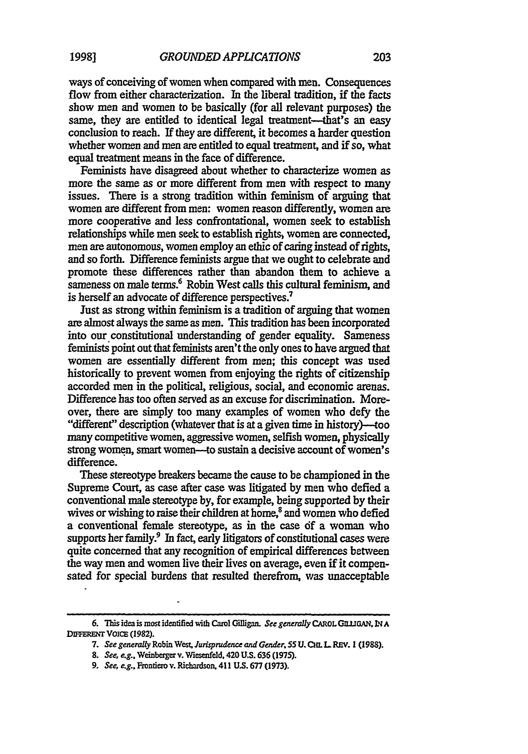ways of conceiving of women when compared with men. Consequences flow from either characterization. In the liberal tradition, if the facts show men and women to be basically (for all relevant purposes) the same, they are entitled to identical legal treatment—that's an easy conclusion to reach. If they are different, it becomes a harder question whether women and men are entitled to equal treatment, and if so, what equal treatment means in the face of difference.

Feminists have disagreed about whether to characterize women as more the same as or more different from men with respect to many issues. There is a strong tradition within feminism of arguing that women are different from men: women reason differently, women are more cooperative and less confrontational, women seek to establish relationships while men seek to establish rights, women are connected, men are autonomous, women employ an ethic of caring instead of rights, and so forth. Difference feminists argue that we ought to celebrate and promote these differences rather than abandon them to achieve a sameness on male terms.[6] Robin West calls this cultural feminism, and is herself an advocate of difference perspectives.[7]

Just as strong within feminism is a tradition of arguing that women are almost always the same as men. This tradition has been incorporated into our constitutional understanding of gender equality. Sameness feminists point out that feminists aren't the only ones to have argued that women are essentially different from men; this concept was used historically to prevent women from enjoying the rights of citizenship accorded men in the political, religious, social, and economic arenas. Difference has too often served as an excuse for discrimination. Moreover, there are simply too many examples of women who defy the "different" description (whatever that is at a given time in history)—too many competitive women, aggressive women, selfish women, physically strong women, smart women—to sustain a decisive account of women's difference.

These stereotype breakers became the cause to be championed in the Supreme Court, as case after case was litigated by men who defied a conventional male stereotype by, for example, being supported by their wives or wishing to raise their children at home,[8] and women who defied a conventional female stereotype, as in the case of a woman who supports her family.[9] In fact, early litigators of constitutional cases were quite concerned that any recognition of empirical differences between the way men and women live their lives on average, even if it compensated for special burdens that resulted therefrom, was unacceptable

---

6. This idea is most identified with Carol Gilligan. *See generally* CAROL GILLIGAN, IN A DIFFERENT VOICE (1982).

7. *See generally* Robin West, *Jurisprudence and Gender*, 55 U. CHI. L. REV. 1 (1988).

8. *See, e.g.*, Weinberger v. Wiesenfeld, 420 U.S. 636 (1975).

9. *See, e.g.*, Frontiero v. Richardson, 411 U.S. 677 (1973).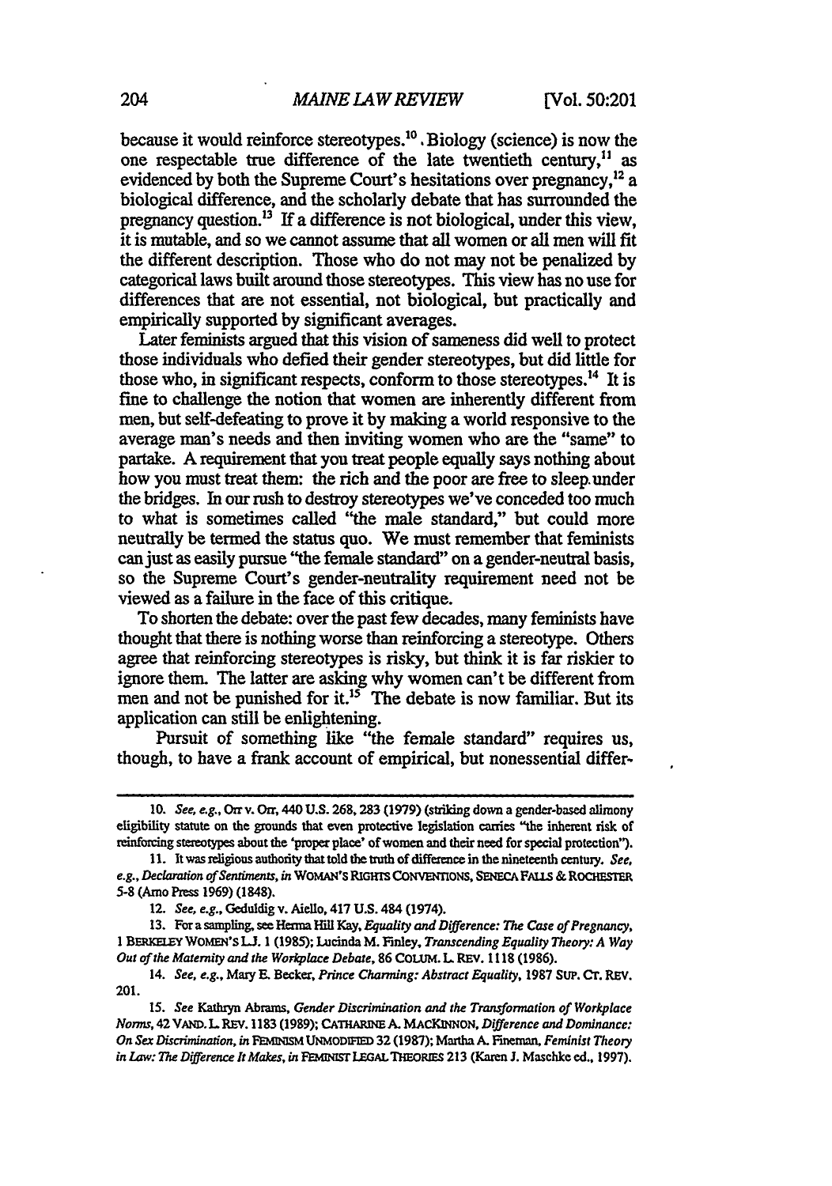because it would reinforce stereotypes.[10] Biology (science) is now the one respectable true difference of the late twentieth century,[11] as evidenced by both the Supreme Court's hesitations over pregnancy,[12] a biological difference, and the scholarly debate that has surrounded the pregnancy question.[13] If a difference is not biological, under this view, it is mutable, and so we cannot assume that all women or all men will fit the different description. Those who do not may not be penalized by categorical laws built around those stereotypes. This view has no use for differences that are not essential, not biological, but practically and empirically supported by significant averages.

Later feminists argued that this vision of sameness did well to protect those individuals who defied their gender stereotypes, but did little for those who, in significant respects, conform to those stereotypes.[14] It is fine to challenge the notion that women are inherently different from men, but self-defeating to prove it by making a world responsive to the average man's needs and then inviting women who are the "same" to partake. A requirement that you treat people equally says nothing about how you must treat them: the rich and the poor are free to sleep under the bridges. In our rush to destroy stereotypes we've conceded too much to what is sometimes called "the male standard," but could more neutrally be termed the status quo. We must remember that feminists can just as easily pursue "the female standard" on a gender-neutral basis, so the Supreme Court's gender-neutrality requirement need not be viewed as a failure in the face of this critique.

To shorten the debate: over the past few decades, many feminists have thought that there is nothing worse than reinforcing a stereotype. Others agree that reinforcing stereotypes is risky, but think it is far riskier to ignore them. The latter are asking why women can't be different from men and not be punished for it.[15] The debate is now familiar. But its application can still be enlightening.

Pursuit of something like "the female standard" requires us, though, to have a frank account of empirical, but nonessential differ-

---

10. *See, e.g.*, Orr v. Orr, 440 U.S. 268, 283 (1979) (striking down a gender-based alimony eligibility statute on the grounds that even protective legislation carries "the inherent risk of reinforcing stereotypes about the 'proper place' of women and their need for special protection").

11. It was religious authority that told the truth of difference in the nineteenth century. *See, e.g., Declaration of Sentiments*, *in* WOMAN'S RIGHTS CONVENTIONS, SENECA FALLS & ROCHESTER 5-8 (Arno Press 1969) (1848).

12. *See, e.g.*, Geduldig v. Aiello, 417 U.S. 484 (1974).

13. For a sampling, see Herma Hill Kay, *Equality and Difference: The Case of Pregnancy*, 1 BERKELEY WOMEN'S L.J. 1 (1985); Lucinda M. Finley, *Transcending Equality Theory: A Way Out of the Maternity and the Workplace Debate*, 86 COLUM. L. REV. 1118 (1986).

14. *See, e.g.*, Mary E. Becker, *Prince Charming: Abstract Equality*, 1987 SUP. CT. REV. 201.

15. *See* Kathryn Abrams, *Gender Discrimination and the Transformation of Workplace Norms*, 42 VAND. L. REV. 1183 (1989); CATHARINE A. MACKINNON, *Difference and Dominance: On Sex Discrimination*, *in* FEMINISM UNMODIFIED 32 (1987); Martha A. Fineman, *Feminist Theory in Law: The Difference It Makes*, *in* FEMINIST LEGAL THEORIES 213 (Karen J. Maschke ed., 1997).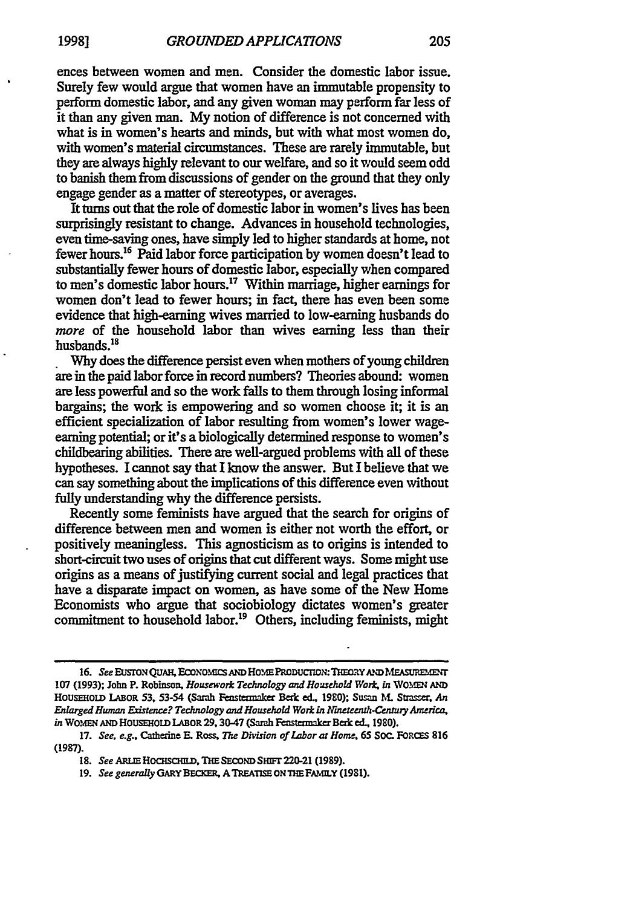ences between women and men. Consider the domestic labor issue. Surely few would argue that women have an immutable propensity to perform domestic labor, and any given woman may perform far less of it than any given man. My notion of difference is not concerned with what is in women's hearts and minds, but with what most women do, with women's material circumstances. These are rarely immutable, but they are always highly relevant to our welfare, and so it would seem odd to banish them from discussions of gender on the ground that they only engage gender as a matter of stereotypes, or averages.

It turns out that the role of domestic labor in women's lives has been surprisingly resistant to change. Advances in household technologies, even time-saving ones, have simply led to higher standards at home, not fewer hours.[16] Paid labor force participation by women doesn't lead to substantially fewer hours of domestic labor, especially when compared to men's domestic labor hours.[17] Within marriage, higher earnings for women don't lead to fewer hours; in fact, there has even been some evidence that high-earning wives married to low-earning husbands do *more* of the household labor than wives earning less than their husbands.[18]

Why does the difference persist even when mothers of young children are in the paid labor force in record numbers? Theories abound: women are less powerful and so the work falls to them through losing informal bargains; the work is empowering and so women choose it; it is an efficient specialization of labor resulting from women's lower wage-earning potential; or it's a biologically determined response to women's childbearing abilities. There are well-argued problems with all of these hypotheses. I cannot say that I know the answer. But I believe that we can say something about the implications of this difference even without fully understanding why the difference persists.

Recently some feminists have argued that the search for origins of difference between men and women is either not worth the effort, or positively meaningless. This agnosticism as to origins is intended to short-circuit two uses of origins that cut different ways. Some might use origins as a means of justifying current social and legal practices that have a disparate impact on women, as have some of the New Home Economists who argue that sociobiology dictates women's greater commitment to household labor.[19] Others, including feminists, might

---

16. *See* EUSTON QUAH, ECONOMICS AND HOME PRODUCTION: THEORY AND MEASUREMENT 107 (1993); John P. Robinson, *Housework Technology and Household Work*, *in* WOMEN AND HOUSEHOLD LABOR 53, 53-54 (Sarah Fenstermaker Berk ed., 1980); Susan M. Strasser, *An Enlarged Human Existence? Technology and Household Work in Nineteenth-Century America*, *in* WOMEN AND HOUSEHOLD LABOR 29, 30-47 (Sarah Fenstermaker Berk ed., 1980).

17. *See, e.g.*, Catherine E. Ross, *The Division of Labor at Home*, 65 SOC. FORCES 816 (1987).

18. *See* ARLIE HOCHSCHILD, THE SECOND SHIFT 220-21 (1989).

19. *See generally* GARY BECKER, A TREATISE ON THE FAMILY (1981).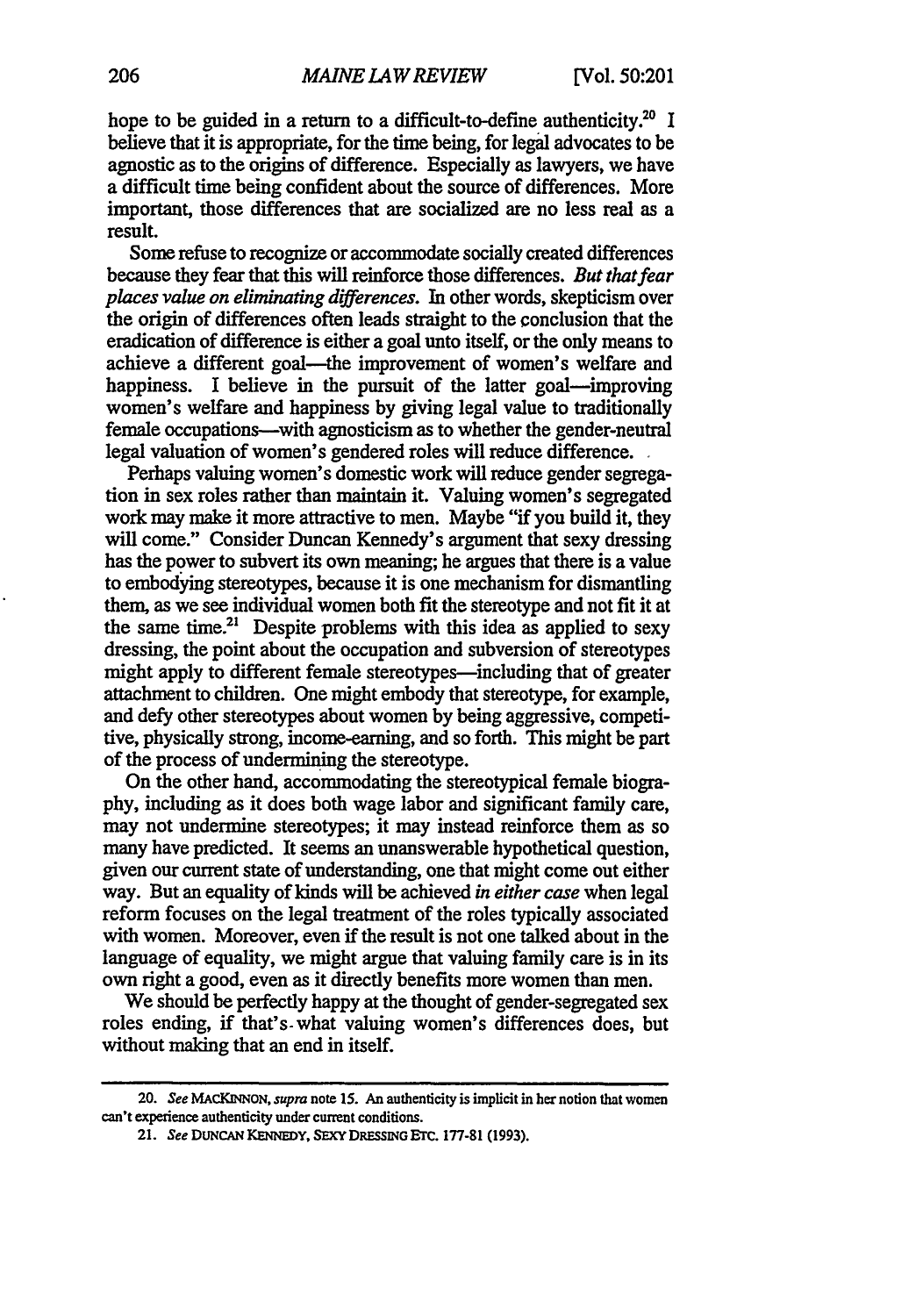hope to be guided in a return to a difficult-to-define authenticity.[20] I believe that it is appropriate, for the time being, for legal advocates to be agnostic as to the origins of difference. Especially as lawyers, we have a difficult time being confident about the source of differences. More important, those differences that are socialized are no less real as a result.

Some refuse to recognize or accommodate socially created differences because they fear that this will reinforce those differences. *But that fear places value on eliminating differences.* In other words, skepticism over the origin of differences often leads straight to the conclusion that the eradication of difference is either a goal unto itself, or the only means to achieve a different goal—the improvement of women's welfare and happiness. I believe in the pursuit of the latter goal—improving women's welfare and happiness by giving legal value to traditionally female occupations—with agnosticism as to whether the gender-neutral legal valuation of women's gendered roles will reduce difference.

Perhaps valuing women's domestic work will reduce gender segregation in sex roles rather than maintain it. Valuing women's segregated work may make it more attractive to men. Maybe "if you build it, they will come." Consider Duncan Kennedy's argument that sexy dressing has the power to subvert its own meaning; he argues that there is a value to embodying stereotypes, because it is one mechanism for dismantling them, as we see individual women both fit the stereotype and not fit it at the same time.[21] Despite problems with this idea as applied to sexy dressing, the point about the occupation and subversion of stereotypes might apply to different female stereotypes—including that of greater attachment to children. One might embody that stereotype, for example, and defy other stereotypes about women by being aggressive, competitive, physically strong, income-earning, and so forth. This might be part of the process of undermining the stereotype.

On the other hand, accommodating the stereotypical female biography, including as it does both wage labor and significant family care, may not undermine stereotypes; it may instead reinforce them as so many have predicted. It seems an unanswerable hypothetical question, given our current state of understanding, one that might come out either way. But an equality of kinds will be achieved *in either case* when legal reform focuses on the legal treatment of the roles typically associated with women. Moreover, even if the result is not one talked about in the language of equality, we might argue that valuing family care is in its own right a good, even as it directly benefits more women than men.

We should be perfectly happy at the thought of gender-segregated sex roles ending, if that's what valuing women's differences does, but without making that an end in itself.

---

20. *See* MACKINNON, *supra* note 15. An authenticity is implicit in her notion that women can't experience authenticity under current conditions.

21. *See* DUNCAN KENNEDY, SEXY DRESSING ETC. 177-81 (1993).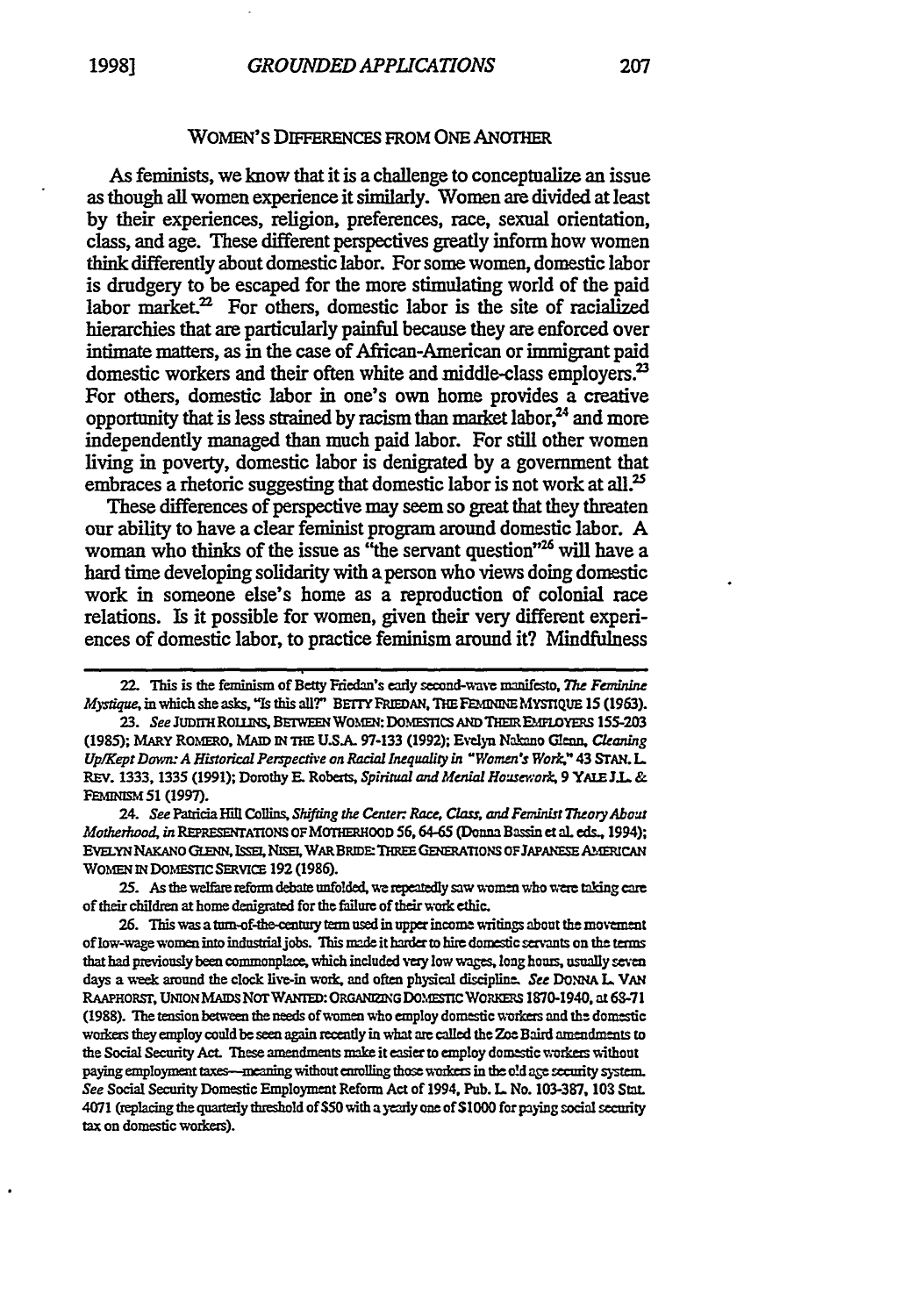## WOMEN'S DIFFERENCES FROM ONE ANOTHER

As feminists, we know that it is a challenge to conceptualize an issue as though all women experience it similarly. Women are divided at least by their experiences, religion, preferences, race, sexual orientation, class, and age. These different perspectives greatly inform how women think differently about domestic labor. For some women, domestic labor is drudgery to be escaped for the more stimulating world of the paid labor market.[22] For others, domestic labor is the site of racialized hierarchies that are particularly painful because they are enforced over intimate matters, as in the case of African-American or immigrant paid domestic workers and their often white and middle-class employers.[23] For others, domestic labor in one's own home provides a creative opportunity that is less strained by racism than market labor,[24] and more independently managed than much paid labor. For still other women living in poverty, domestic labor is denigrated by a government that embraces a rhetoric suggesting that domestic labor is not work at all.[25]

These differences of perspective may seem so great that they threaten our ability to have a clear feminist program around domestic labor. A woman who thinks of the issue as "the servant question"[26] will have a hard time developing solidarity with a person who views doing domestic work in someone else's home as a reproduction of colonial race relations. Is it possible for women, given their very different experiences of domestic labor, to practice feminism around it? Mindfulness

---

22. This is the feminism of Betty Friedan's early second-wave manifesto, *The Feminine Mystique*, in which she asks, "Is this all?" BETTY FRIEDAN, THE FEMININE MYSTIQUE 15 (1963).

23. *See* JUDITH ROLLINS, BETWEEN WOMEN: DOMESTICS AND THEIR EMPLOYERS 155-203 (1985); MARY ROMERO, MAID IN THE U.S.A. 97-133 (1992); Evelyn Nakano Glenn, *Cleaning Up/Kept Down: A Historical Perspective on Racial Inequality in "Women's Work,"* 43 STAN. L. REV. 1333, 1335 (1991); Dorothy E. Roberts, *Spiritual and Menial Housework*, 9 YALE J.L. & FEMINISM 51 (1997).

24. *See* Patricia Hill Collins, *Shifting the Center: Race, Class, and Feminist Theory About Motherhood*, *in* REPRESENTATIONS OF MOTHERHOOD 56, 64-65 (Donna Bassin et al. eds., 1994); EVELYN NAKANO GLENN, ISSEI, NISEI, WAR BRIDE: THREE GENERATIONS OF JAPANESE AMERICAN WOMEN IN DOMESTIC SERVICE 192 (1986).

25. As the welfare reform debate unfolded, we repeatedly saw women who were taking care of their children at home denigrated for the failure of their work ethic.

26. This was a turn-of-the-century term used in upper income writings about the movement of low-wage women into industrial jobs. This made it harder to hire domestic servants on the terms that had previously been commonplace, which included very low wages, long hours, usually seven days a week around the clock live-in work, and often physical discipline. *See* DONNA L. VAN RAAPHORST, UNION MAIDS NOT WANTED: ORGANIZING DOMESTIC WORKERS 1870-1940, at 68-71 (1988). The tension between the needs of women who employ domestic workers and the domestic workers they employ could be seen again recently in what are called the Zoe Baird amendments to the Social Security Act. These amendments make it easier to employ domestic workers without paying employment taxes—meaning without enrolling those workers in the old age security system. *See* Social Security Domestic Employment Reform Act of 1994, Pub. L. No. 103-387, 103 Stat. 4071 (replacing the quarterly threshold of $50 with a yearly one of $1000 for paying social security tax on domestic workers).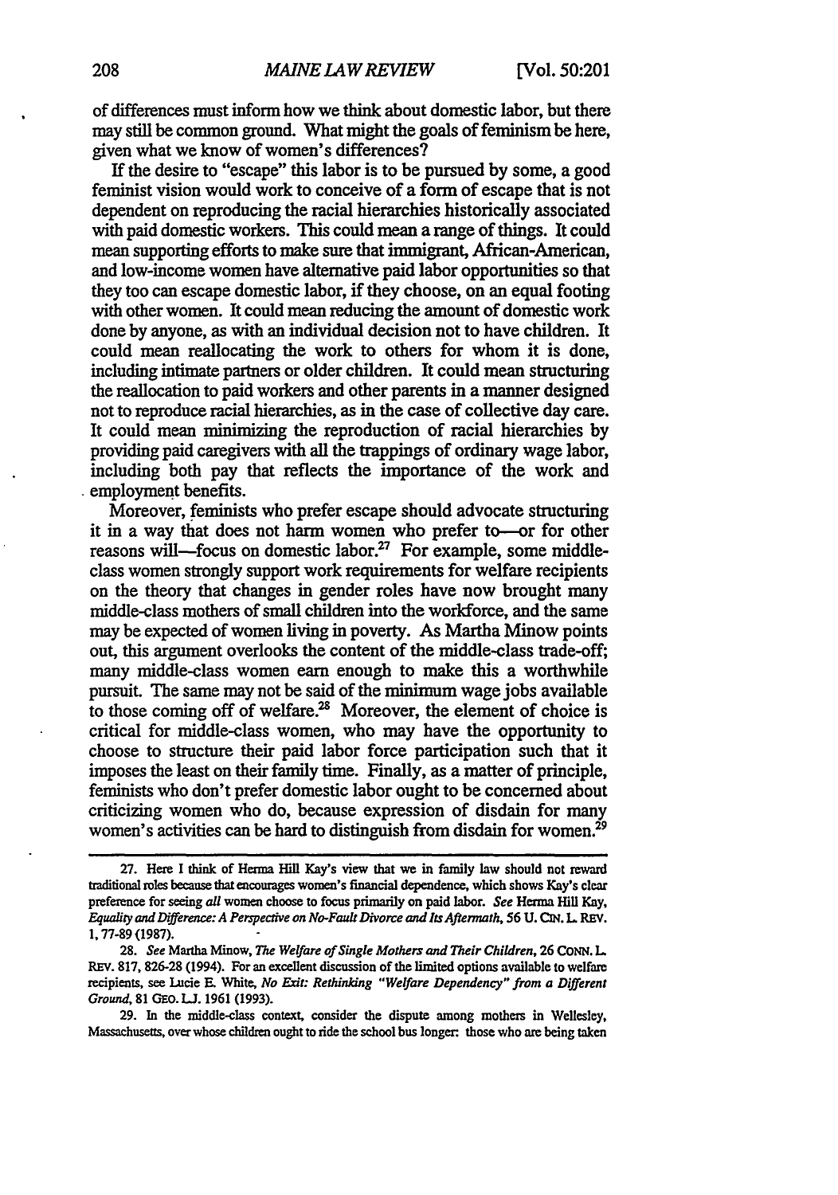of differences must inform how we think about domestic labor, but there may still be common ground. What might the goals of feminism be here, given what we know of women's differences?

If the desire to "escape" this labor is to be pursued by some, a good feminist vision would work to conceive of a form of escape that is not dependent on reproducing the racial hierarchies historically associated with paid domestic workers. This could mean a range of things. It could mean supporting efforts to make sure that immigrant, African-American, and low-income women have alternative paid labor opportunities so that they too can escape domestic labor, if they choose, on an equal footing with other women. It could mean reducing the amount of domestic work done by anyone, as with an individual decision not to have children. It could mean reallocating the work to others for whom it is done, including intimate partners or older children. It could mean structuring the reallocation to paid workers and other parents in a manner designed not to reproduce racial hierarchies, as in the case of collective day care. It could mean minimizing the reproduction of racial hierarchies by providing paid caregivers with all the trappings of ordinary wage labor, including both pay that reflects the importance of the work and employment benefits.

Moreover, feminists who prefer escape should advocate structuring it in a way that does not harm women who prefer to—or for other reasons will—focus on domestic labor.[27] For example, some middle-class women strongly support work requirements for welfare recipients on the theory that changes in gender roles have now brought many middle-class mothers of small children into the workforce, and the same may be expected of women living in poverty. As Martha Minow points out, this argument overlooks the content of the middle-class trade-off; many middle-class women earn enough to make this a worthwhile pursuit. The same may not be said of the minimum wage jobs available to those coming off of welfare.[28] Moreover, the element of choice is critical for middle-class women, who may have the opportunity to choose to structure their paid labor force participation such that it imposes the least on their family time. Finally, as a matter of principle, feminists who don't prefer domestic labor ought to be concerned about criticizing women who do, because expression of disdain for many women's activities can be hard to distinguish from disdain for women.[29]

---

27. Here I think of Herma Hill Kay's view that we in family law should not reward traditional roles because that encourages women's financial dependence, which shows Kay's clear preference for seeing *all* women choose to focus primarily on paid labor. *See* Herma Hill Kay, *Equality and Difference: A Perspective on No-Fault Divorce and Its Aftermath*, 56 U. CIN. L. REV. 1, 77-89 (1987).

28. *See* Martha Minow, *The Welfare of Single Mothers and Their Children*, 26 CONN. L. REV. 817, 826-28 (1994). For an excellent discussion of the limited options available to welfare recipients, see Lucie E. White, *No Exit: Rethinking "Welfare Dependency" from a Different Ground*, 81 GEO. L.J. 1961 (1993).

29. In the middle-class context, consider the dispute among mothers in Wellesley, Massachusetts, over whose children ought to ride the school bus longer: those who are being taken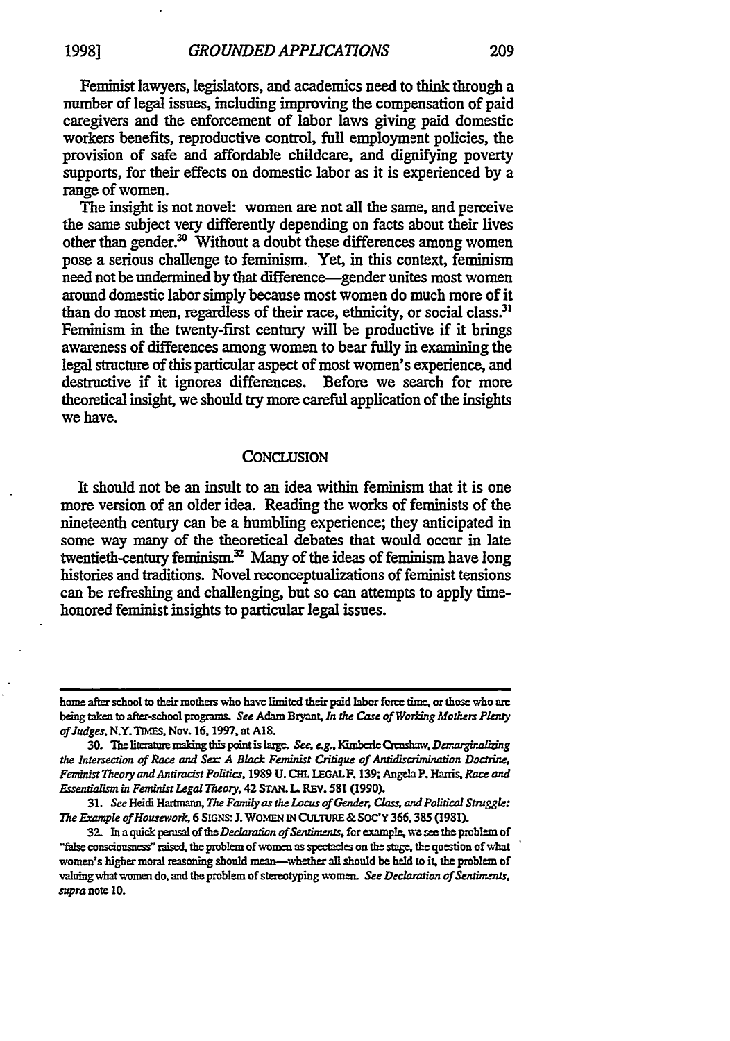Feminist lawyers, legislators, and academics need to think through a number of legal issues, including improving the compensation of paid caregivers and the enforcement of labor laws giving paid domestic workers benefits, reproductive control, full employment policies, the provision of safe and affordable childcare, and dignifying poverty supports, for their effects on domestic labor as it is experienced by a range of women.

The insight is not novel: women are not all the same, and perceive the same subject very differently depending on facts about their lives other than gender.[30] Without a doubt these differences among women pose a serious challenge to feminism. Yet, in this context, feminism need not be undermined by that difference—gender unites most women around domestic labor simply because most women do much more of it than do most men, regardless of their race, ethnicity, or social class.[31] Feminism in the twenty-first century will be productive if it brings awareness of differences among women to bear fully in examining the legal structure of this particular aspect of most women's experience, and destructive if it ignores differences. Before we search for more theoretical insight, we should try more careful application of the insights we have.

## CONCLUSION

It should not be an insult to an idea within feminism that it is one more version of an older idea. Reading the works of feminists of the nineteenth century can be a humbling experience; they anticipated in some way many of the theoretical debates that would occur in late twentieth-century feminism.[32] Many of the ideas of feminism have long histories and traditions. Novel reconceptualizations of feminist tensions can be refreshing and challenging, but so can attempts to apply time-honored feminist insights to particular legal issues.

---

home after school to their mothers who have limited their paid labor force time, or those who are being taken to after-school programs. *See* Adam Bryant, *In the Case of Working Mothers Plenty of Judges*, N.Y. TIMES, Nov. 16, 1997, at A18.

30. The literature making this point is large. *See, e.g.*, Kimberle Crenshaw, *Demarginalizing the Intersection of Race and Sex: A Black Feminist Critique of Antidiscrimination Doctrine, Feminist Theory and Antiracist Politics*, 1989 U. CHI. LEGAL F. 139; Angela P. Harris, *Race and Essentialism in Feminist Legal Theory*, 42 STAN. L. REV. 581 (1990).

31. *See* Heidi Hartmann, *The Family as the Locus of Gender, Class, and Political Struggle: The Example of Housework*, 6 SIGNS: J. WOMEN IN CULTURE & SOC'Y 366, 385 (1981).

32. In a quick perusal of the *Declaration of Sentiments*, for example, we see the problem of "false consciousness" raised, the problem of women as spectacles on the stage, the question of what women's higher moral reasoning should mean—whether all should be held to it, the problem of valuing what women do, and the problem of stereotyping women. *See Declaration of Sentiments*, *supra* note 10.